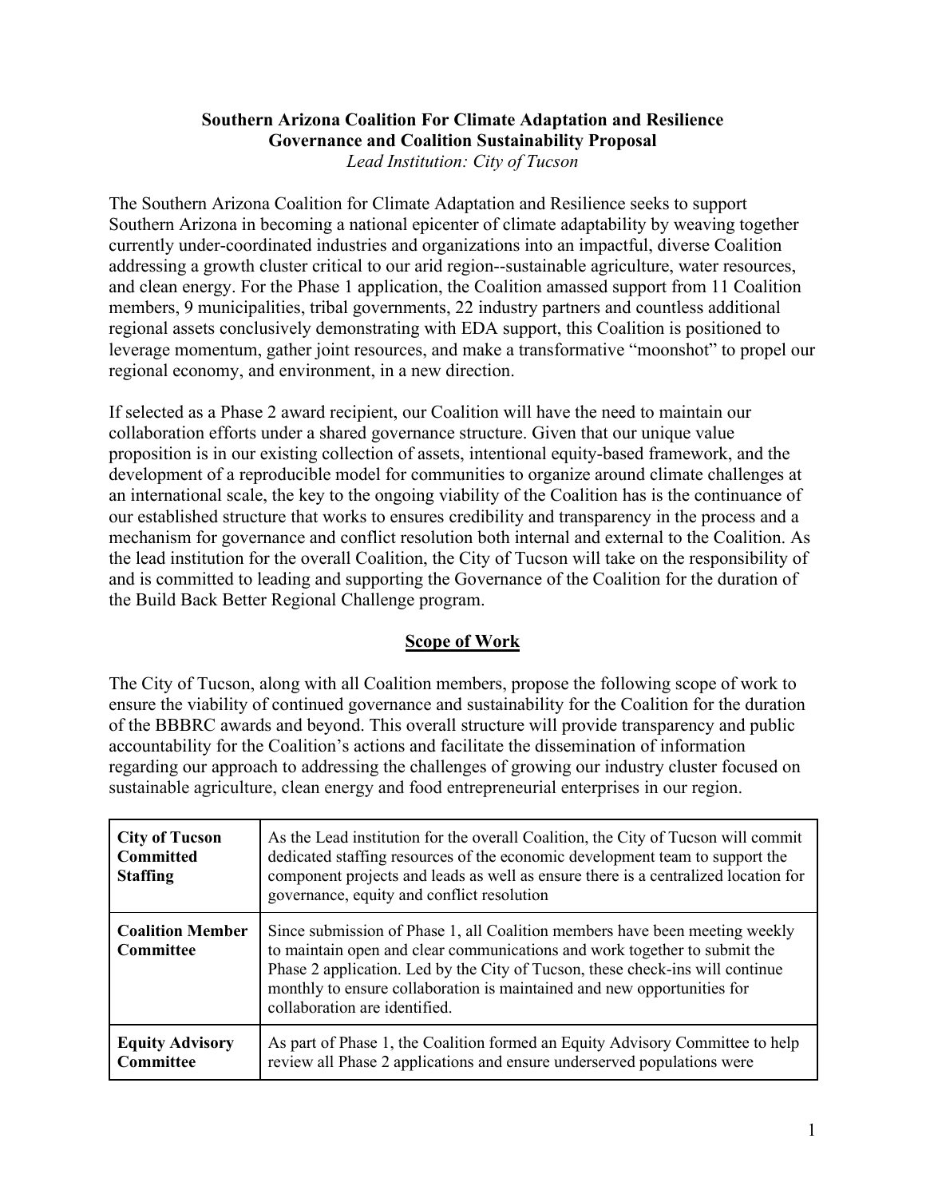**Southern Arizona Coalition For Climate Adaptation and Resilience**
**Governance and Coalition Sustainability Proposal**
*Lead Institution: City of Tucson*

The Southern Arizona Coalition for Climate Adaptation and Resilience seeks to support Southern Arizona in becoming a national epicenter of climate adaptability by weaving together currently under-coordinated industries and organizations into an impactful, diverse Coalition addressing a growth cluster critical to our arid region--sustainable agriculture, water resources, and clean energy. For the Phase 1 application, the Coalition amassed support from 11 Coalition members, 9 municipalities, tribal governments, 22 industry partners and countless additional regional assets conclusively demonstrating with EDA support, this Coalition is positioned to leverage momentum, gather joint resources, and make a transformative "moonshot" to propel our regional economy, and environment, in a new direction.

If selected as a Phase 2 award recipient, our Coalition will have the need to maintain our collaboration efforts under a shared governance structure. Given that our unique value proposition is in our existing collection of assets, intentional equity-based framework, and the development of a reproducible model for communities to organize around climate challenges at an international scale, the key to the ongoing viability of the Coalition has is the continuance of our established structure that works to ensures credibility and transparency in the process and a mechanism for governance and conflict resolution both internal and external to the Coalition. As the lead institution for the overall Coalition, the City of Tucson will take on the responsibility of and is committed to leading and supporting the Governance of the Coalition for the duration of the Build Back Better Regional Challenge program.

## Scope of Work

The City of Tucson, along with all Coalition members, propose the following scope of work to ensure the viability of continued governance and sustainability for the Coalition for the duration of the BBBRC awards and beyond. This overall structure will provide transparency and public accountability for the Coalition's actions and facilitate the dissemination of information regarding our approach to addressing the challenges of growing our industry cluster focused on sustainable agriculture, clean energy and food entrepreneurial enterprises in our region.

| | |
|---|---|
| **City of Tucson Committed Staffing** | As the Lead institution for the overall Coalition, the City of Tucson will commit dedicated staffing resources of the economic development team to support the component projects and leads as well as ensure there is a centralized location for governance, equity and conflict resolution |
| **Coalition Member Committee** | Since submission of Phase 1, all Coalition members have been meeting weekly to maintain open and clear communications and work together to submit the Phase 2 application. Led by the City of Tucson, these check-ins will continue monthly to ensure collaboration is maintained and new opportunities for collaboration are identified. |
| **Equity Advisory Committee** | As part of Phase 1, the Coalition formed an Equity Advisory Committee to help review all Phase 2 applications and ensure underserved populations were |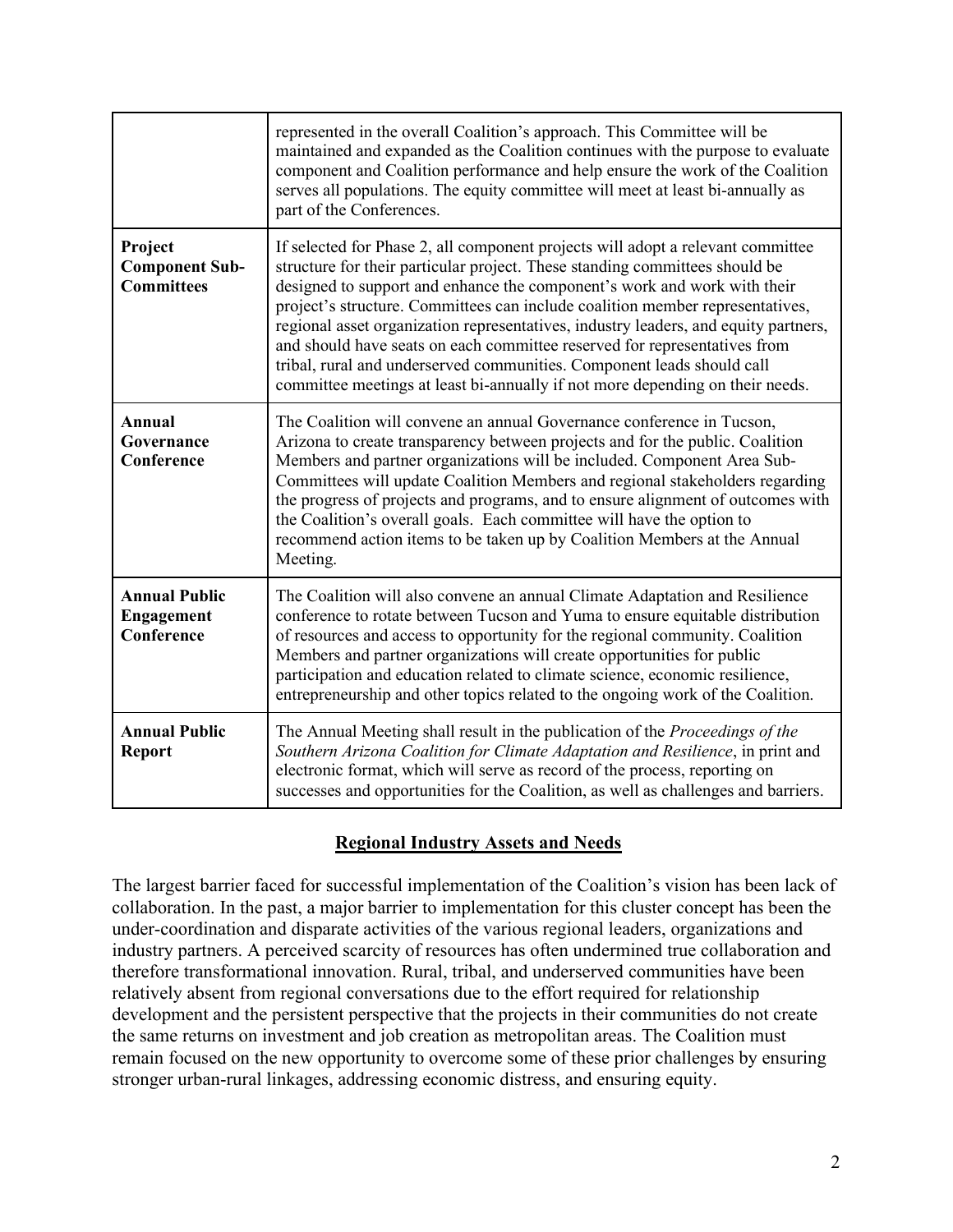| | |
|---|---|
| | represented in the overall Coalition's approach. This Committee will be maintained and expanded as the Coalition continues with the purpose to evaluate component and Coalition performance and help ensure the work of the Coalition serves all populations. The equity committee will meet at least bi-annually as part of the Conferences. |
| **Project Component Sub-Committees** | If selected for Phase 2, all component projects will adopt a relevant committee structure for their particular project. These standing committees should be designed to support and enhance the component's work and work with their project's structure. Committees can include coalition member representatives, regional asset organization representatives, industry leaders, and equity partners, and should have seats on each committee reserved for representatives from tribal, rural and underserved communities. Component leads should call committee meetings at least bi-annually if not more depending on their needs. |
| **Annual Governance Conference** | The Coalition will convene an annual Governance conference in Tucson, Arizona to create transparency between projects and for the public. Coalition Members and partner organizations will be included. Component Area Sub-Committees will update Coalition Members and regional stakeholders regarding the progress of projects and programs, and to ensure alignment of outcomes with the Coalition's overall goals. Each committee will have the option to recommend action items to be taken up by Coalition Members at the Annual Meeting. |
| **Annual Public Engagement Conference** | The Coalition will also convene an annual Climate Adaptation and Resilience conference to rotate between Tucson and Yuma to ensure equitable distribution of resources and access to opportunity for the regional community. Coalition Members and partner organizations will create opportunities for public participation and education related to climate science, economic resilience, entrepreneurship and other topics related to the ongoing work of the Coalition. |
| **Annual Public Report** | The Annual Meeting shall result in the publication of the *Proceedings of the Southern Arizona Coalition for Climate Adaptation and Resilience*, in print and electronic format, which will serve as record of the process, reporting on successes and opportunities for the Coalition, as well as challenges and barriers. |

## Regional Industry Assets and Needs

The largest barrier faced for successful implementation of the Coalition's vision has been lack of collaboration. In the past, a major barrier to implementation for this cluster concept has been the under-coordination and disparate activities of the various regional leaders, organizations and industry partners. A perceived scarcity of resources has often undermined true collaboration and therefore transformational innovation. Rural, tribal, and underserved communities have been relatively absent from regional conversations due to the effort required for relationship development and the persistent perspective that the projects in their communities do not create the same returns on investment and job creation as metropolitan areas. The Coalition must remain focused on the new opportunity to overcome some of these prior challenges by ensuring stronger urban-rural linkages, addressing economic distress, and ensuring equity.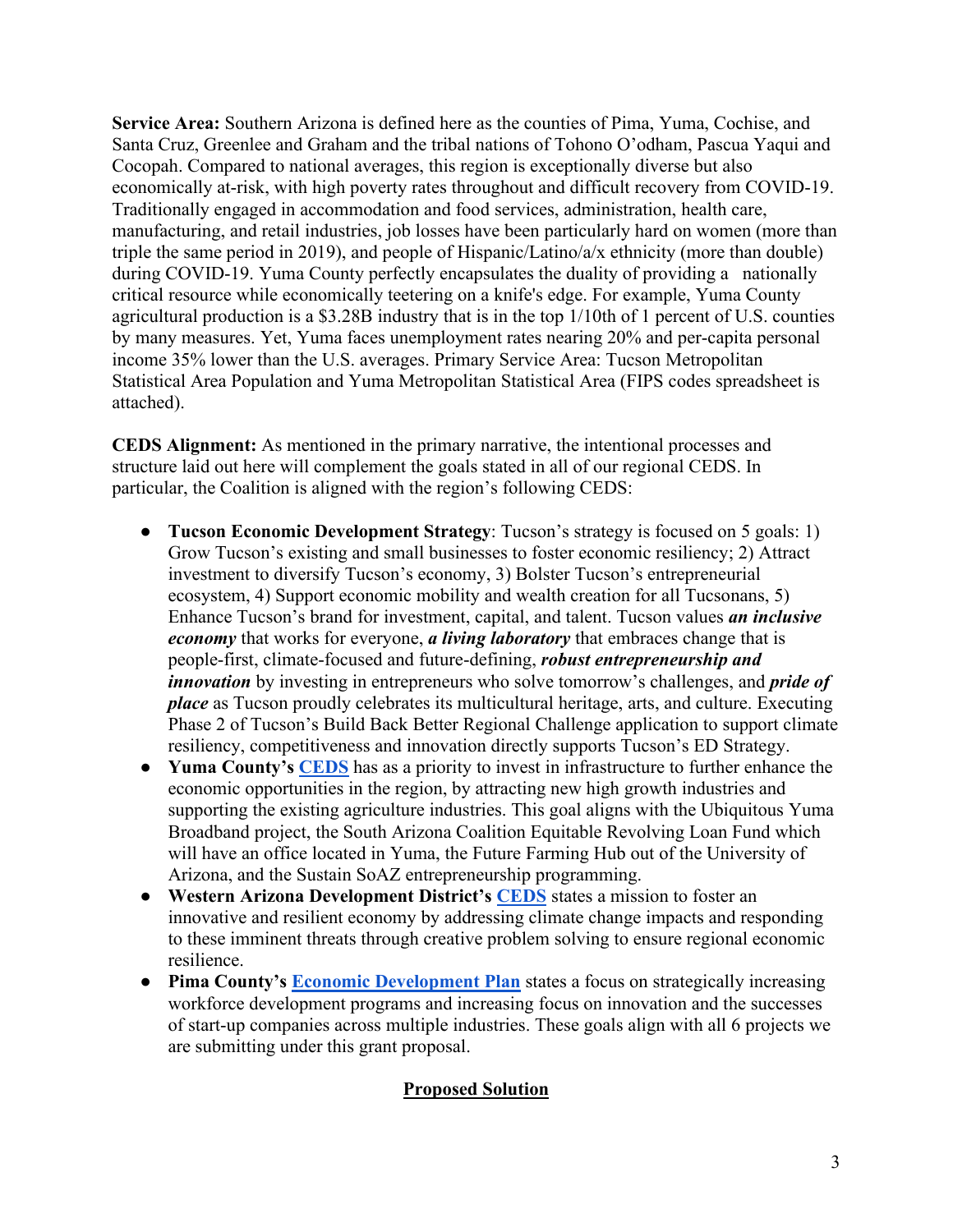**Service Area:** Southern Arizona is defined here as the counties of Pima, Yuma, Cochise, and Santa Cruz, Greenlee and Graham and the tribal nations of Tohono O'odham, Pascua Yaqui and Cocopah. Compared to national averages, this region is exceptionally diverse but also economically at-risk, with high poverty rates throughout and difficult recovery from COVID-19. Traditionally engaged in accommodation and food services, administration, health care, manufacturing, and retail industries, job losses have been particularly hard on women (more than triple the same period in 2019), and people of Hispanic/Latino/a/x ethnicity (more than double) during COVID-19. Yuma County perfectly encapsulates the duality of providing a nationally critical resource while economically teetering on a knife's edge. For example, Yuma County agricultural production is a $3.28B industry that is in the top 1/10th of 1 percent of U.S. counties by many measures. Yet, Yuma faces unemployment rates nearing 20% and per-capita personal income 35% lower than the U.S. averages. Primary Service Area: Tucson Metropolitan Statistical Area Population and Yuma Metropolitan Statistical Area (FIPS codes spreadsheet is attached).

**CEDS Alignment:** As mentioned in the primary narrative, the intentional processes and structure laid out here will complement the goals stated in all of our regional CEDS. In particular, the Coalition is aligned with the region's following CEDS:

- **Tucson Economic Development Strategy**: Tucson's strategy is focused on 5 goals: 1) Grow Tucson's existing and small businesses to foster economic resiliency; 2) Attract investment to diversify Tucson's economy, 3) Bolster Tucson's entrepreneurial ecosystem, 4) Support economic mobility and wealth creation for all Tucsonans, 5) Enhance Tucson's brand for investment, capital, and talent. Tucson values ***an inclusive economy*** that works for everyone, ***a living laboratory*** that embraces change that is people-first, climate-focused and future-defining, ***robust entrepreneurship and innovation*** by investing in entrepreneurs who solve tomorrow's challenges, and ***pride of place*** as Tucson proudly celebrates its multicultural heritage, arts, and culture. Executing Phase 2 of Tucson's Build Back Better Regional Challenge application to support climate resiliency, competitiveness and innovation directly supports Tucson's ED Strategy.
- **Yuma County's CEDS** has as a priority to invest in infrastructure to further enhance the economic opportunities in the region, by attracting new high growth industries and supporting the existing agriculture industries. This goal aligns with the Ubiquitous Yuma Broadband project, the South Arizona Coalition Equitable Revolving Loan Fund which will have an office located in Yuma, the Future Farming Hub out of the University of Arizona, and the Sustain SoAZ entrepreneurship programming.
- **Western Arizona Development District's CEDS** states a mission to foster an innovative and resilient economy by addressing climate change impacts and responding to these imminent threats through creative problem solving to ensure regional economic resilience.
- **Pima County's Economic Development Plan** states a focus on strategically increasing workforce development programs and increasing focus on innovation and the successes of start-up companies across multiple industries. These goals align with all 6 projects we are submitting under this grant proposal.

## Proposed Solution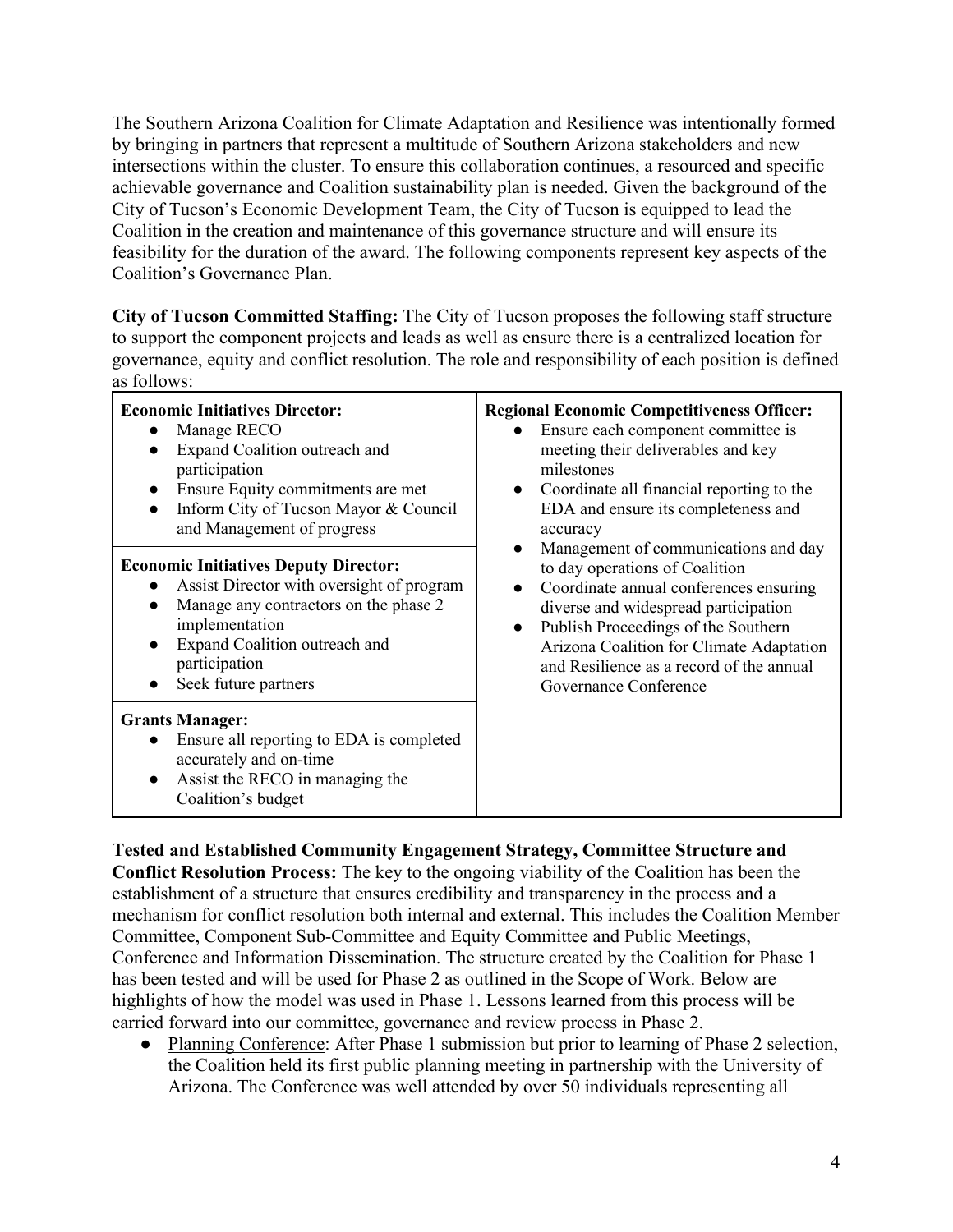The Southern Arizona Coalition for Climate Adaptation and Resilience was intentionally formed by bringing in partners that represent a multitude of Southern Arizona stakeholders and new intersections within the cluster. To ensure this collaboration continues, a resourced and specific achievable governance and Coalition sustainability plan is needed. Given the background of the City of Tucson's Economic Development Team, the City of Tucson is equipped to lead the Coalition in the creation and maintenance of this governance structure and will ensure its feasibility for the duration of the award. The following components represent key aspects of the Coalition's Governance Plan.

**City of Tucson Committed Staffing:** The City of Tucson proposes the following staff structure to support the component projects and leads as well as ensure there is a centralized location for governance, equity and conflict resolution. The role and responsibility of each position is defined as follows:

| | |
|---|---|
| **Economic Initiatives Director:**<br>• Manage RECO<br>• Expand Coalition outreach and participation<br>• Ensure Equity commitments are met<br>• Inform City of Tucson Mayor & Council and Management of progress | **Regional Economic Competitiveness Officer:**<br>• Ensure each component committee is meeting their deliverables and key milestones<br>• Coordinate all financial reporting to the EDA and ensure its completeness and accuracy<br>• Management of communications and day to day operations of Coalition<br>• Coordinate annual conferences ensuring diverse and widespread participation<br>• Publish Proceedings of the Southern Arizona Coalition for Climate Adaptation and Resilience as a record of the annual Governance Conference |
| **Economic Initiatives Deputy Director:**<br>• Assist Director with oversight of program<br>• Manage any contractors on the phase 2 implementation<br>• Expand Coalition outreach and participation<br>• Seek future partners | |
| **Grants Manager:**<br>• Ensure all reporting to EDA is completed accurately and on-time<br>• Assist the RECO in managing the Coalition's budget | |

**Tested and Established Community Engagement Strategy, Committee Structure and Conflict Resolution Process:** The key to the ongoing viability of the Coalition has been the establishment of a structure that ensures credibility and transparency in the process and a mechanism for conflict resolution both internal and external. This includes the Coalition Member Committee, Component Sub-Committee and Equity Committee and Public Meetings, Conference and Information Dissemination. The structure created by the Coalition for Phase 1 has been tested and will be used for Phase 2 as outlined in the Scope of Work. Below are highlights of how the model was used in Phase 1. Lessons learned from this process will be carried forward into our committee, governance and review process in Phase 2.

- Planning Conference: After Phase 1 submission but prior to learning of Phase 2 selection, the Coalition held its first public planning meeting in partnership with the University of Arizona. The Conference was well attended by over 50 individuals representing all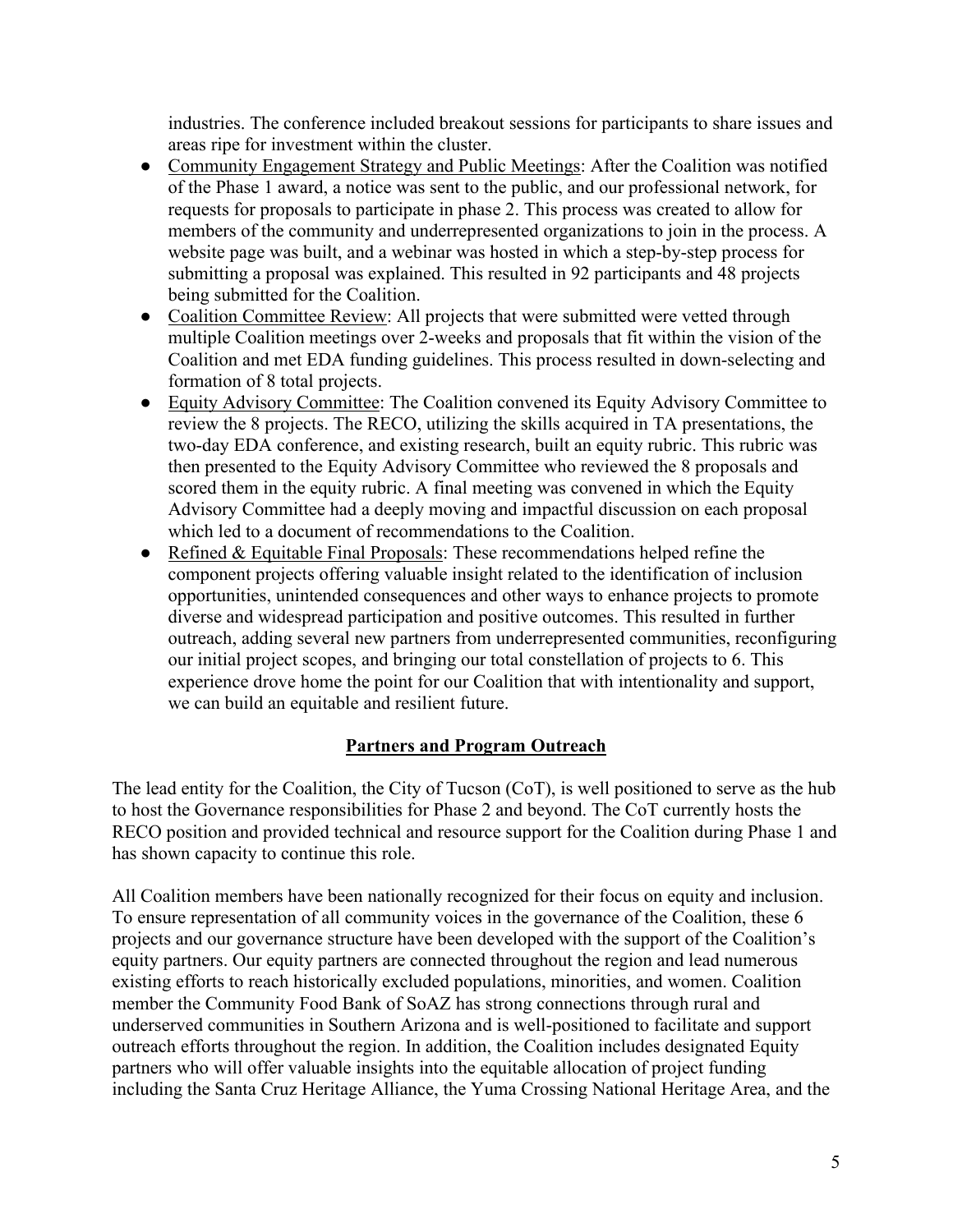industries. The conference included breakout sessions for participants to share issues and areas ripe for investment within the cluster.

- Community Engagement Strategy and Public Meetings: After the Coalition was notified of the Phase 1 award, a notice was sent to the public, and our professional network, for requests for proposals to participate in phase 2. This process was created to allow for members of the community and underrepresented organizations to join in the process. A website page was built, and a webinar was hosted in which a step-by-step process for submitting a proposal was explained. This resulted in 92 participants and 48 projects being submitted for the Coalition.
- Coalition Committee Review: All projects that were submitted were vetted through multiple Coalition meetings over 2-weeks and proposals that fit within the vision of the Coalition and met EDA funding guidelines. This process resulted in down-selecting and formation of 8 total projects.
- Equity Advisory Committee: The Coalition convened its Equity Advisory Committee to review the 8 projects. The RECO, utilizing the skills acquired in TA presentations, the two-day EDA conference, and existing research, built an equity rubric. This rubric was then presented to the Equity Advisory Committee who reviewed the 8 proposals and scored them in the equity rubric. A final meeting was convened in which the Equity Advisory Committee had a deeply moving and impactful discussion on each proposal which led to a document of recommendations to the Coalition.
- Refined & Equitable Final Proposals: These recommendations helped refine the component projects offering valuable insight related to the identification of inclusion opportunities, unintended consequences and other ways to enhance projects to promote diverse and widespread participation and positive outcomes. This resulted in further outreach, adding several new partners from underrepresented communities, reconfiguring our initial project scopes, and bringing our total constellation of projects to 6. This experience drove home the point for our Coalition that with intentionality and support, we can build an equitable and resilient future.

## Partners and Program Outreach

The lead entity for the Coalition, the City of Tucson (CoT), is well positioned to serve as the hub to host the Governance responsibilities for Phase 2 and beyond. The CoT currently hosts the RECO position and provided technical and resource support for the Coalition during Phase 1 and has shown capacity to continue this role.

All Coalition members have been nationally recognized for their focus on equity and inclusion. To ensure representation of all community voices in the governance of the Coalition, these 6 projects and our governance structure have been developed with the support of the Coalition's equity partners. Our equity partners are connected throughout the region and lead numerous existing efforts to reach historically excluded populations, minorities, and women. Coalition member the Community Food Bank of SoAZ has strong connections through rural and underserved communities in Southern Arizona and is well-positioned to facilitate and support outreach efforts throughout the region. In addition, the Coalition includes designated Equity partners who will offer valuable insights into the equitable allocation of project funding including the Santa Cruz Heritage Alliance, the Yuma Crossing National Heritage Area, and the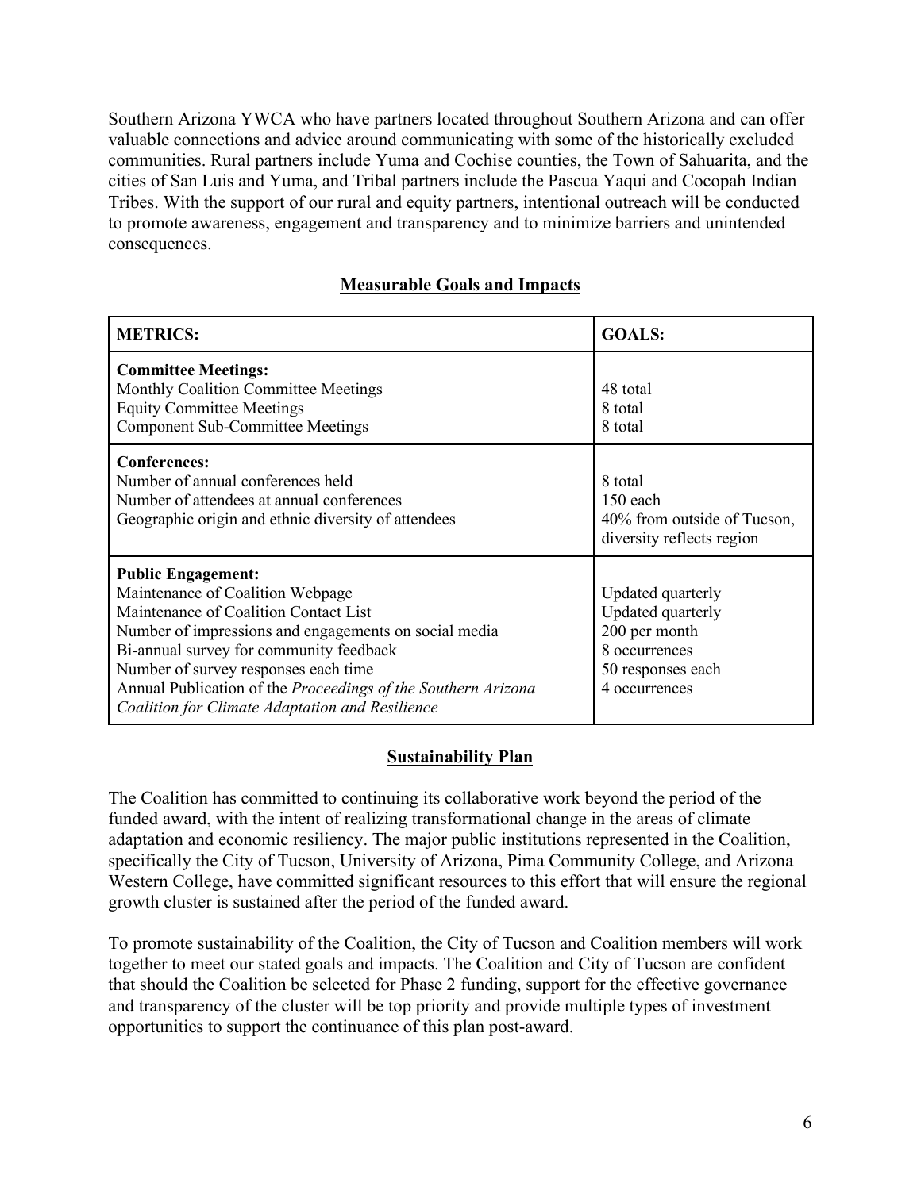Southern Arizona YWCA who have partners located throughout Southern Arizona and can offer valuable connections and advice around communicating with some of the historically excluded communities. Rural partners include Yuma and Cochise counties, the Town of Sahuarita, and the cities of San Luis and Yuma, and Tribal partners include the Pascua Yaqui and Cocopah Indian Tribes. With the support of our rural and equity partners, intentional outreach will be conducted to promote awareness, engagement and transparency and to minimize barriers and unintended consequences.

## Measurable Goals and Impacts

| METRICS: | GOALS: |
|---|---|
| **Committee Meetings:** | |
| Monthly Coalition Committee Meetings | 48 total |
| Equity Committee Meetings | 8 total |
| Component Sub-Committee Meetings | 8 total |
| **Conferences:** | |
| Number of annual conferences held | 8 total |
| Number of attendees at annual conferences | 150 each |
| Geographic origin and ethnic diversity of attendees | 40% from outside of Tucson, diversity reflects region |
| **Public Engagement:** | |
| Maintenance of Coalition Webpage | Updated quarterly |
| Maintenance of Coalition Contact List | Updated quarterly |
| Number of impressions and engagements on social media | 200 per month |
| Bi-annual survey for community feedback | 8 occurrences |
| Number of survey responses each time | 50 responses each |
| Annual Publication of the *Proceedings of the Southern Arizona Coalition for Climate Adaptation and Resilience* | 4 occurrences |

## Sustainability Plan

The Coalition has committed to continuing its collaborative work beyond the period of the funded award, with the intent of realizing transformational change in the areas of climate adaptation and economic resiliency. The major public institutions represented in the Coalition, specifically the City of Tucson, University of Arizona, Pima Community College, and Arizona Western College, have committed significant resources to this effort that will ensure the regional growth cluster is sustained after the period of the funded award.

To promote sustainability of the Coalition, the City of Tucson and Coalition members will work together to meet our stated goals and impacts. The Coalition and City of Tucson are confident that should the Coalition be selected for Phase 2 funding, support for the effective governance and transparency of the cluster will be top priority and provide multiple types of investment opportunities to support the continuance of this plan post-award.